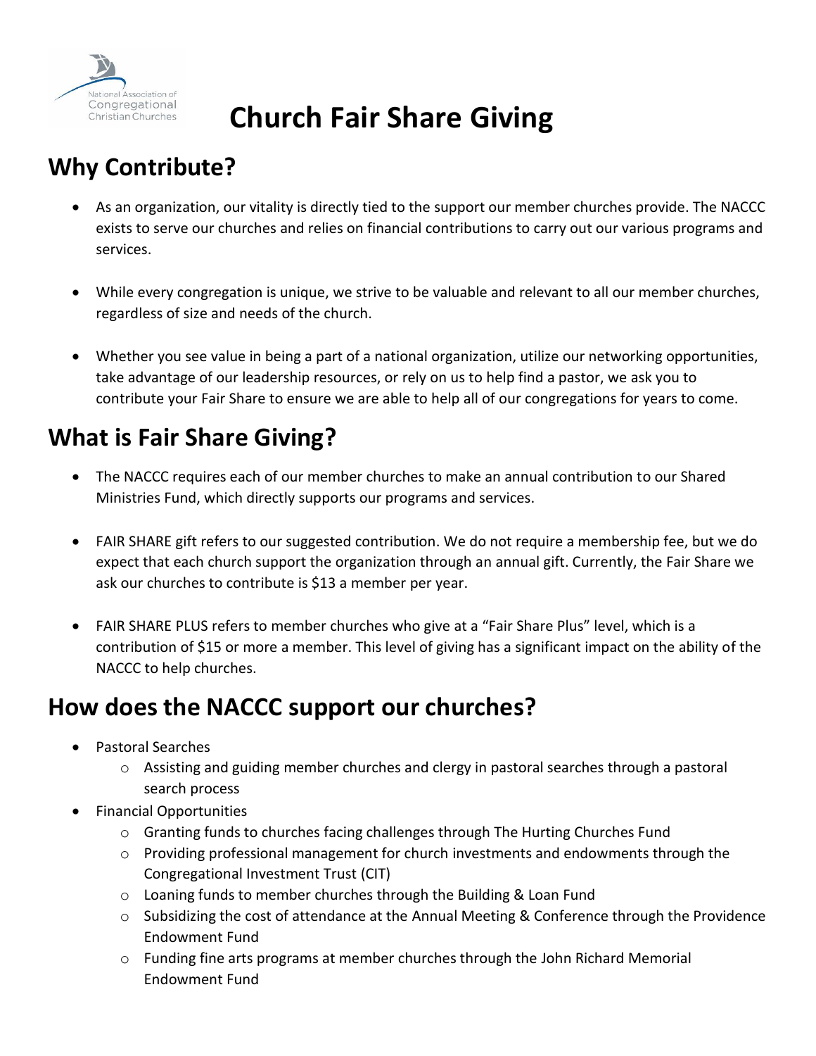# Church Fair Share Giving

## Why Contribute?

- As an organization, our vitality is directly tied to the support our member churches provide. The NACCC exists to serve our churches and relies on financial contributions to carry out our various programs and services.
- While every congregation is unique, we strive to be valuable and relevant to all our member churches, regardless of size and needs of the church.
- Whether you see value in being a part of a national organization, utilize our networking opportunities, take advantage of our leadership resources, or rely on us to help find a pastor, we ask you to contribute your Fair Share to ensure we are able to help all of our congregations for years to come.

## What is Fair Share Giving?

- The NACCC requires each of our member churches to make an annual contribution to our Shared Ministries Fund, which directly supports our programs and services.
- FAIR SHARE gift refers to our suggested contribution. We do not require a membership fee, but we do expect that each church support the organization through an annual gift. Currently, the Fair Share we ask our churches to contribute is $13 a member per year.
- FAIR SHARE PLUS refers to member churches who give at a "Fair Share Plus" level, which is a contribution of $15 or more a member. This level of giving has a significant impact on the ability of the NACCC to help churches.

## How does the NACCC support our churches?

- Pastoral Searches
  - Assisting and guiding member churches and clergy in pastoral searches through a pastoral search process
- Financial Opportunities
  - Granting funds to churches facing challenges through The Hurting Churches Fund
  - Providing professional management for church investments and endowments through the Congregational Investment Trust (CIT)
  - Loaning funds to member churches through the Building & Loan Fund
  - Subsidizing the cost of attendance at the Annual Meeting & Conference through the Providence Endowment Fund
  - Funding fine arts programs at member churches through the John Richard Memorial Endowment Fund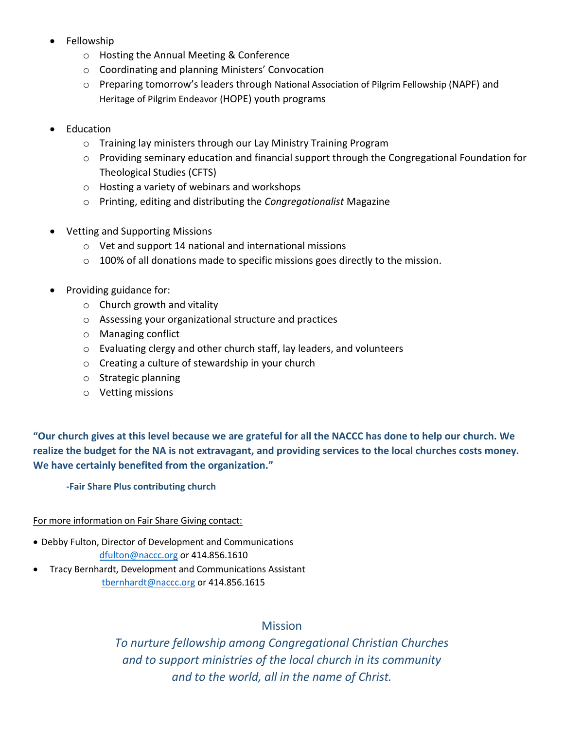- Fellowship
  - Hosting the Annual Meeting & Conference
  - Coordinating and planning Ministers' Convocation
  - Preparing tomorrow's leaders through National Association of Pilgrim Fellowship (NAPF) and Heritage of Pilgrim Endeavor (HOPE) youth programs

- Education
  - Training lay ministers through our Lay Ministry Training Program
  - Providing seminary education and financial support through the Congregational Foundation for Theological Studies (CFTS)
  - Hosting a variety of webinars and workshops
  - Printing, editing and distributing the *Congregationalist* Magazine

- Vetting and Supporting Missions
  - Vet and support 14 national and international missions
  - 100% of all donations made to specific missions goes directly to the mission.

- Providing guidance for:
  - Church growth and vitality
  - Assessing your organizational structure and practices
  - Managing conflict
  - Evaluating clergy and other church staff, lay leaders, and volunteers
  - Creating a culture of stewardship in your church
  - Strategic planning
  - Vetting missions

**"Our church gives at this level because we are grateful for all the NACCC has done to help our church. We realize the budget for the NA is not extravagant, and providing services to the local churches costs money. We have certainly benefited from the organization."**

**-Fair Share Plus contributing church**

For more information on Fair Share Giving contact:

- Debby Fulton, Director of Development and Communications
  dfulton@naccc.org or 414.856.1610
- Tracy Bernhardt, Development and Communications Assistant
  tbernhardt@naccc.org or 414.856.1615

## Mission

*To nurture fellowship among Congregational Christian Churches and to support ministries of the local church in its community and to the world, all in the name of Christ.*